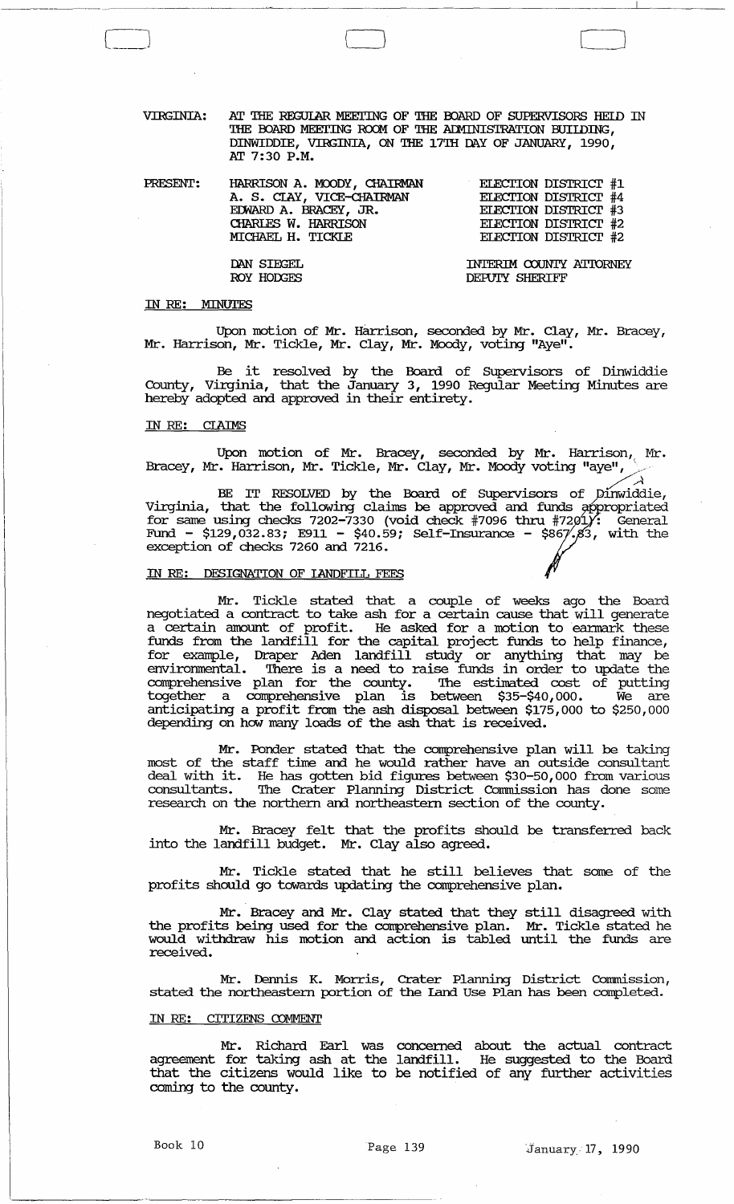VIRGINIA: AT THE REGULAR MEETING OF THE BOARD OF SUPERVISORS HELD IN THE BOARD MEETING ROOM OF THE ADMINISTRATION BUILDING, DINWIDDIE, VIRGINIA, ON THE 17TH DAY OF JANUARY, 1990, AT 7:30 P.M.

| PRESENT: | | |
|---|---|---|
| | HARRISON A. MOODY, CHAIRMAN | ELECTION DISTRICT #1 |
| | A. S. CLAY, VICE-CHAIRMAN | ELECTION DISTRICT #4 |
| | EDWARD A. BRACEY, JR. | ELECTION DISTRICT #3 |
| | CHARLES W. HARRISON | ELECTION DISTRICT #2 |
| | MICHAEL H. TICKLE | ELECTION DISTRICT #2 |
| | DAN SIEGEL | INTERIM COUNTY ATTORNEY |
| | ROY HODGES | DEPUTY SHERIFF |

## IN RE: MINUTES

Upon motion of Mr. Harrison, seconded by Mr. Clay, Mr. Bracey, Mr. Harrison, Mr. Tickle, Mr. Clay, Mr. Moody, voting "Aye".

Be it resolved by the Board of Supervisors of Dinwiddie County, Virginia, that the January 3, 1990 Regular Meeting Minutes are hereby adopted and approved in their entirety.

## IN RE: CLAIMS

Upon motion of Mr. Bracey, seconded by Mr. Harrison, Mr. Bracey, Mr. Harrison, Mr. Tickle, Mr. Clay, Mr. Moody voting "aye",

BE IT RESOLVED by the Board of Supervisors of Dinwiddie, Virginia, that the following claims be approved and funds appropriated for same using checks 7202-7330 (void check #7096 thru #7201): General Fund - $129,032.83; E911 - $40.59; Self-Insurance - $867.83, with the exception of checks 7260 and 7216.

## IN RE: DESIGNATION OF LANDFILL FEES

Mr. Tickle stated that a couple of weeks ago the Board negotiated a contract to take ash for a certain cause that will generate a certain amount of profit. He asked for a motion to earmark these funds from the landfill for the capital project funds to help finance, for example, Draper Aden landfill study or anything that may be environmental. There is a need to raise funds in order to update the comprehensive plan for the county. The estimated cost of putting together a comprehensive plan is between $35-$40,000. We are anticipating a profit from the ash disposal between $175,000 to $250,000 depending on how many loads of the ash that is received.

Mr. Ponder stated that the comprehensive plan will be taking most of the staff time and he would rather have an outside consultant deal with it. He has gotten bid figures between $30-50,000 from various consultants. The Crater Planning District Commission has done some research on the northern and northeastern section of the county.

Mr. Bracey felt that the profits should be transferred back into the landfill budget. Mr. Clay also agreed.

Mr. Tickle stated that he still believes that some of the profits should go towards updating the comprehensive plan.

Mr. Bracey and Mr. Clay stated that they still disagreed with the profits being used for the comprehensive plan. Mr. Tickle stated he would withdraw his motion and action is tabled until the funds are received.

Mr. Dennis K. Morris, Crater Planning District Commission, stated the northeastern portion of the Land Use Plan has been completed.

## IN RE: CITIZENS COMMENT

Mr. Richard Earl was concerned about the actual contract agreement for taking ash at the landfill. He suggested to the Board that the citizens would like to be notified of any further activities coming to the county.

Book 10 Page 139 January 17, 1990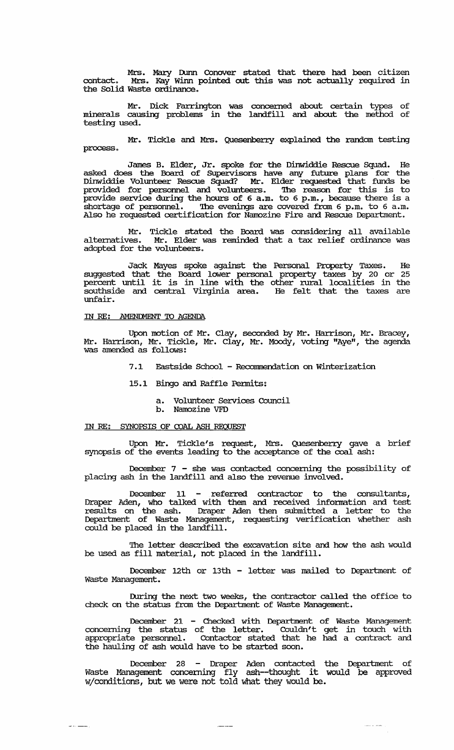Mrs. Mary Dunn Conover stated that there had been citizen contact. Mrs. Kay Winn pointed out this was not actually required in the Solid Waste ordinance.

Mr. Dick Farrington was concerned about certain types of minerals causing problems in the landfill and about the method of testing used.

Mr. Tickle and Mrs. Quesenberry explained the random testing process.

James B. Elder, Jr. spoke for the Dinwiddie Rescue Squad. He asked does the Board of Supervisors have any future plans for the Dinwiddie Volunteer Rescue Squad? Mr. Elder requested that funds be provided for personnel and volunteers. The reason for this is to provide service during the hours of 6 a.m. to 6 p.m., because there is a shortage of personnel. The evenings are covered from 6 p.m. to 6 a.m. Also he requested certification for Namozine Fire and Rescue Department.

Mr. Tickle stated the Board was considering all available alternatives. Mr. Elder was reminded that a tax relief ordinance was adopted for the volunteers.

Jack Mayes spoke against the Personal Property Taxes. He suggested that the Board lower personal property taxes by 20 or 25 percent until it is in line with the other rural localities in the southside and central Virginia area. He felt that the taxes are unfair.

IN RE: AMENDMENT TO AGENDA

Upon motion of Mr. Clay, seconded by Mr. Harrison, Mr. Bracey, Mr. Harrison, Mr. Tickle, Mr. Clay, Mr. Moody, voting "Aye", the agenda was amended as follows:

7.1 Eastside School - Recommendation on Winterization

15.1 Bingo and Raffle Permits:

a. Volunteer Services Council
b. Namozine VFD

IN RE: SYNOPSIS OF COAL ASH REQUEST

Upon Mr. Tickle's request, Mrs. Quesenberry gave a brief synopsis of the events leading to the acceptance of the coal ash:

December 7 - she was contacted concerning the possibility of placing ash in the landfill and also the revenue involved.

December 11 - referred contractor to the consultants, Draper Aden, who talked with them and received information and test results on the ash. Draper Aden then submitted a letter to the Department of Waste Management, requesting verification whether ash could be placed in the landfill.

The letter described the excavation site and how the ash would be used as fill material, not placed in the landfill.

December 12th or 13th - letter was mailed to Department of Waste Management.

During the next two weeks, the contractor called the office to check on the status from the Department of Waste Management.

December 21 - Checked with Department of Waste Management concerning the status of the letter. Couldn't get in touch with appropriate personnel. Contactor stated that he had a contract and the hauling of ash would have to be started soon.

December 28 - Draper Aden contacted the Department of Waste Management concerning fly ash--thought it would be approved w/conditions, but we were not told what they would be.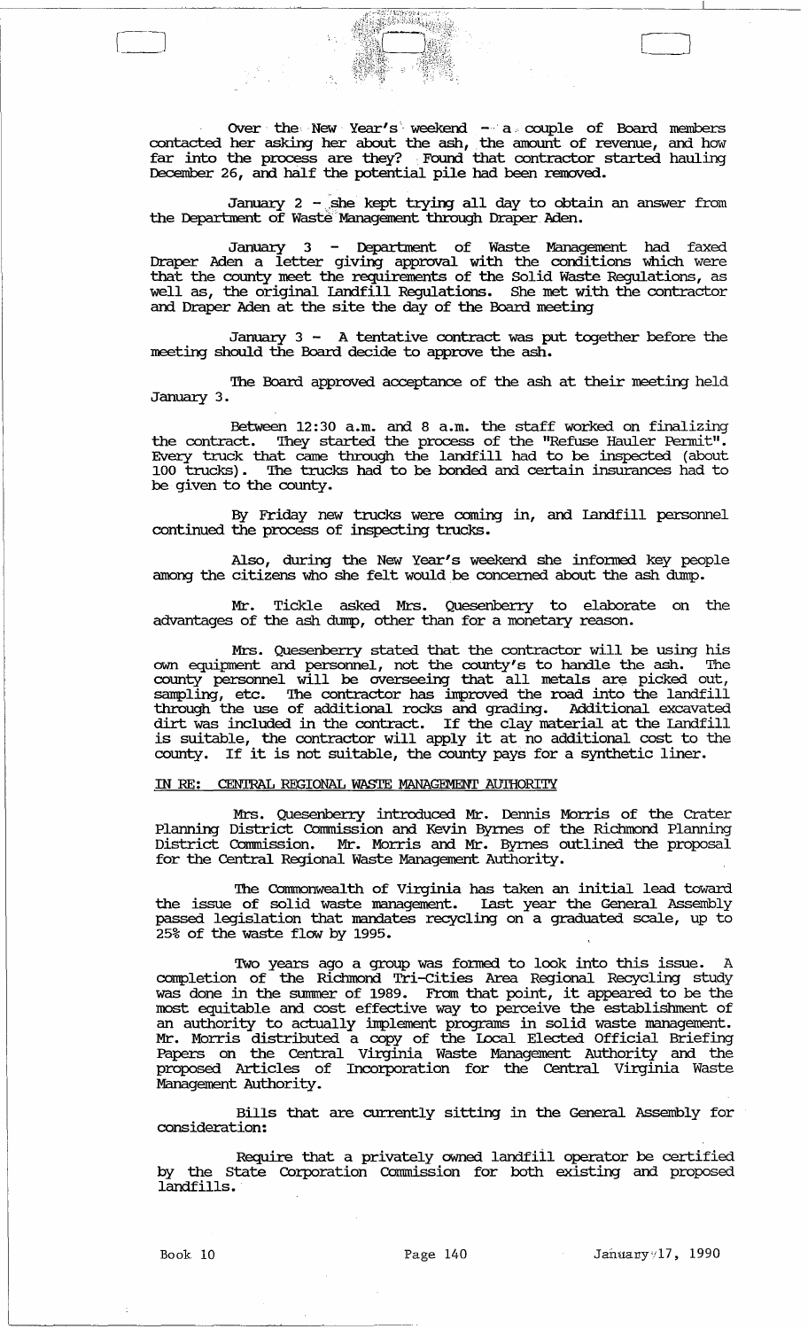Over the New Year's weekend -- a couple of Board members contacted her asking her about the ash, the amount of revenue, and how far into the process are they? Found that contractor started hauling December 26, and half the potential pile had been removed.

January 2 - she kept trying all day to obtain an answer from the Department of Waste Management through Draper Aden.

January 3 - Department of Waste Management had faxed Draper Aden a letter giving approval with the conditions which were that the county meet the requirements of the Solid Waste Regulations, as well as, the original Landfill Regulations. She met with the contractor and Draper Aden at the site the day of the Board meeting

January 3 - A tentative contract was put together before the meeting should the Board decide to approve the ash.

The Board approved acceptance of the ash at their meeting held January 3.

Between 12:30 a.m. and 8 a.m. the staff worked on finalizing the contract. They started the process of the "Refuse Hauler Permit". Every truck that came through the landfill had to be inspected (about 100 trucks). The trucks had to be bonded and certain insurances had to be given to the county.

By Friday new trucks were coming in, and Landfill personnel continued the process of inspecting trucks.

Also, during the New Year's weekend she informed key people among the citizens who she felt would be concerned about the ash dump.

Mr. Tickle asked Mrs. Quesenberry to elaborate on the advantages of the ash dump, other than for a monetary reason.

Mrs. Quesenberry stated that the contractor will be using his own equipment and personnel, not the county's to handle the ash. The county personnel will be overseeing that all metals are picked out, sampling, etc. The contractor has improved the road into the landfill through the use of additional rocks and grading. Additional excavated dirt was included in the contract. If the clay material at the Landfill is suitable, the contractor will apply it at no additional cost to the county. If it is not suitable, the county pays for a synthetic liner.

IN RE: CENTRAL REGIONAL WASTE MANAGEMENT AUTHORITY

Mrs. Quesenberry introduced Mr. Dennis Morris of the Crater Planning District Commission and Kevin Byrnes of the Richmond Planning District Commission. Mr. Morris and Mr. Byrnes outlined the proposal for the Central Regional Waste Management Authority.

The Commonwealth of Virginia has taken an initial lead toward the issue of solid waste management. Last year the General Assembly passed legislation that mandates recycling on a graduated scale, up to 25% of the waste flow by 1995.

Two years ago a group was formed to look into this issue. A completion of the Richmond Tri-Cities Area Regional Recycling study was done in the summer of 1989. From that point, it appeared to be the most equitable and cost effective way to perceive the establishment of an authority to actually implement programs in solid waste management. Mr. Morris distributed a copy of the Local Elected Official Briefing Papers on the Central Virginia Waste Management Authority and the proposed Articles of Incorporation for the Central Virginia Waste Management Authority.

Bills that are currently sitting in the General Assembly for consideration:

Require that a privately owned landfill operator be certified by the State Corporation Commission for both existing and proposed landfills.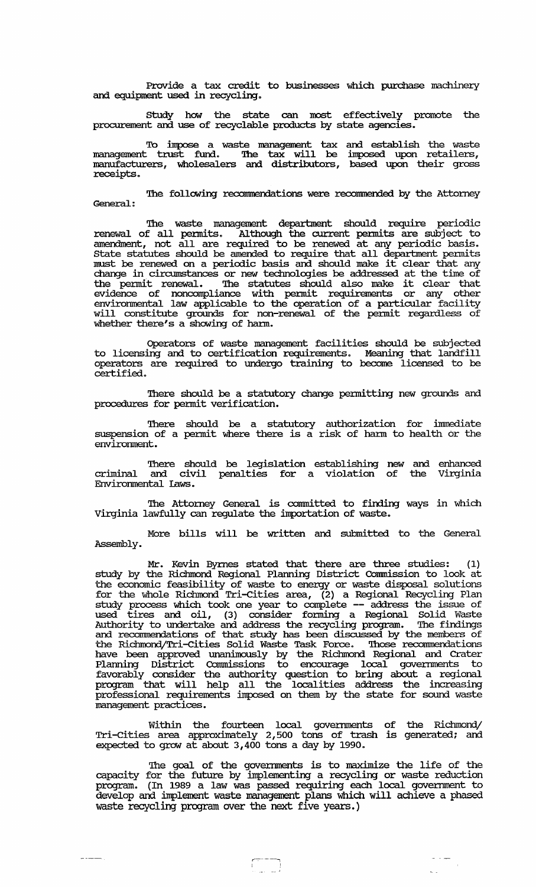Provide a tax credit to businesses which purchase machinery and equipment used in recycling.

Study how the state can most effectively promote the procurement and use of recyclable products by state agencies.

To impose a waste management tax and establish the waste management trust fund. The tax will be imposed upon retailers, manufacturers, wholesalers and distributors, based upon their gross receipts.

The following recommendations were recommended by the Attorney General:

The waste management department should require periodic renewal of all permits. Although the current permits are subject to amendment, not all are required to be renewed at any periodic basis. State statutes should be amended to require that all department permits must be renewed on a periodic basis and should make it clear that any change in circumstances or new technologies be addressed at the time of the permit renewal. The statutes should also make it clear that evidence of noncompliance with permit requirements or any other environmental law applicable to the operation of a particular facility will constitute grounds for non-renewal of the permit regardless of whether there's a showing of harm.

Operators of waste management facilities should be subjected to licensing and to certification requirements. Meaning that landfill operators are required to undergo training to become licensed to be certified.

There should be a statutory change permitting new grounds and procedures for permit verification.

There should be a statutory authorization for immediate suspension of a permit where there is a risk of harm to health or the environment.

There should be legislation establishing new and enhanced criminal and civil penalties for a violation of the Virginia Environmental Laws.

The Attorney General is committed to finding ways in which Virginia lawfully can regulate the importation of waste.

More bills will be written and submitted to the General Assembly.

Mr. Kevin Byrnes stated that there are three studies: (1) study by the Richmond Regional Planning District Commission to look at the economic feasibility of waste to energy or waste disposal solutions for the whole Richmond Tri-Cities area, (2) a Regional Recycling Plan study process which took one year to complete -- address the issue of used tires and oil, (3) consider forming a Regional Solid Waste Authority to undertake and address the recycling program. The findings and recommendations of that study has been discussed by the members of the Richmond/Tri-Cities Solid Waste Task Force. Those recommendations have been approved unanimously by the Richmond Regional and Crater Planning District Commissions to encourage local governments to favorably consider the authority question to bring about a regional program that will help all the localities address the increasing professional requirements imposed on them by the state for sound waste management practices.

Within the fourteen local governments of the Richmond/ Tri-Cities area approximately 2,500 tons of trash is generated; and expected to grow at about 3,400 tons a day by 1990.

The goal of the governments is to maximize the life of the capacity for the future by implementing a recycling or waste reduction program. (In 1989 a law was passed requiring each local government to develop and implement waste management plans which will achieve a phased waste recycling program over the next five years.)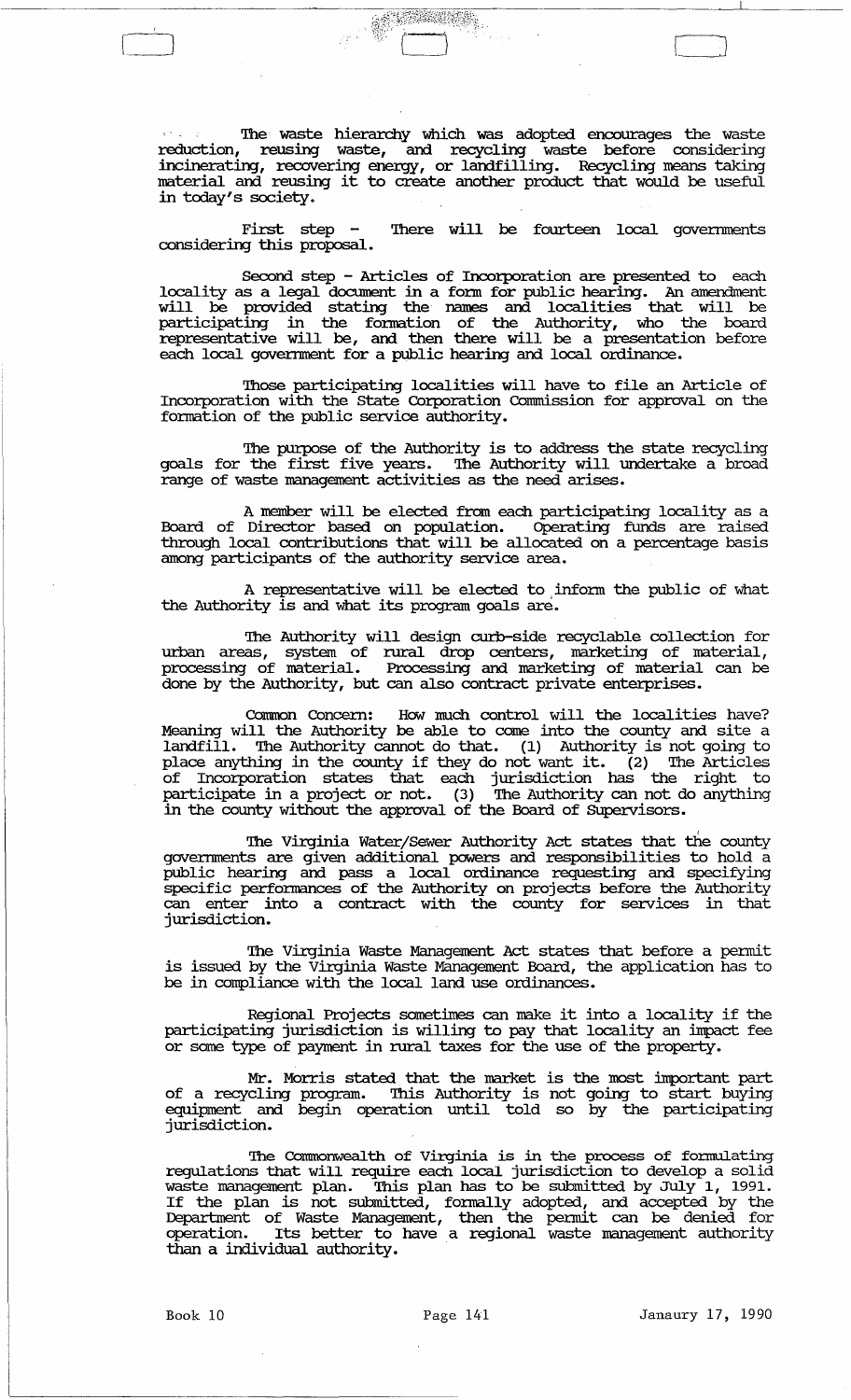The waste hierarchy which was adopted encourages the waste reduction, reusing waste, and recycling waste before considering incinerating, recovering energy, or landfilling. Recycling means taking material and reusing it to create another product that would be useful in today's society.

First step - There will be fourteen local governments considering this proposal.

Second step - Articles of Incorporation are presented to each locality as a legal document in a form for public hearing. An amendment will be provided stating the names and localities that will be participating in the formation of the Authority, who the board representative will be, and then there will be a presentation before each local government for a public hearing and local ordinance.

Those participating localities will have to file an Article of Incorporation with the State Corporation Commission for approval on the formation of the public service authority.

The purpose of the Authority is to address the state recycling goals for the first five years. The Authority will undertake a broad range of waste management activities as the need arises.

A member will be elected from each participating locality as a Board of Director based on population. Operating funds are raised through local contributions that will be allocated on a percentage basis among participants of the authority service area.

A representative will be elected to inform the public of what the Authority is and what its program goals are.

The Authority will design curb-side recyclable collection for urban areas, system of rural drop centers, marketing of material, processing of material. Processing and marketing of material can be done by the Authority, but can also contract private enterprises.

Common Concern: How much control will the localities have? Meaning will the Authority be able to come into the county and site a landfill. The Authority cannot do that. (1) Authority is not going to place anything in the county if they do not want it. (2) The Articles of Incorporation states that each jurisdiction has the right to participate in a project or not. (3) The Authority can not do anything in the county without the approval of the Board of Supervisors.

The Virginia Water/Sewer Authority Act states that the county governments are given additional powers and responsibilities to hold a public hearing and pass a local ordinance requesting and specifying specific performances of the Authority on projects before the Authority can enter into a contract with the county for services in that jurisdiction.

The Virginia Waste Management Act states that before a permit is issued by the Virginia Waste Management Board, the application has to be in compliance with the local land use ordinances.

Regional Projects sometimes can make it into a locality if the participating jurisdiction is willing to pay that locality an impact fee or some type of payment in rural taxes for the use of the property.

Mr. Morris stated that the market is the most important part of a recycling program. This Authority is not going to start buying equipment and begin operation until told so by the participating jurisdiction.

The Commonwealth of Virginia is in the process of formulating regulations that will require each local jurisdiction to develop a solid waste management plan. This plan has to be submitted by July 1, 1991. If the plan is not submitted, formally adopted, and accepted by the Department of Waste Management, then the permit can be denied for operation. Its better to have a regional waste management authority than a individual authority.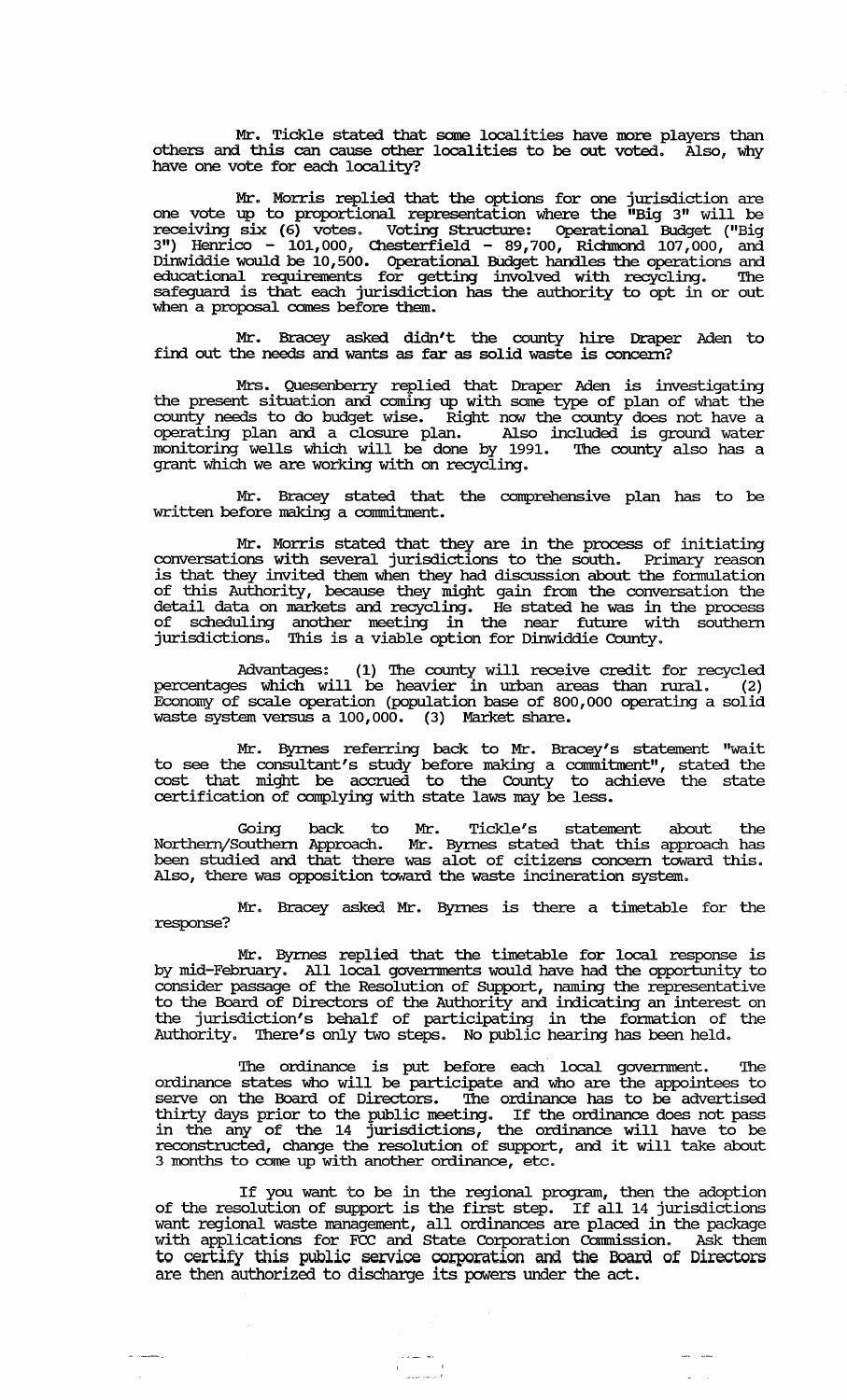Mr. Tickle stated that some localities have more players than others and this can cause other localities to be out voted. Also, why have one vote for each locality?

Mr. Morris replied that the options for one jurisdiction are one vote up to proportional representation where the "Big 3" will be receiving six (6) votes. Voting Structure: Operational Budget ("Big 3") Henrico - 101,000, Chesterfield - 89,700, Richmond 107,000, and Dinwiddie would be 10,500. Operational Budget handles the operations and educational requirements for getting involved with recycling. The safeguard is that each jurisdiction has the authority to opt in or out when a proposal comes before them.

Mr. Bracey asked didn't the county hire Draper Aden to find out the needs and wants as far as solid waste is concern?

Mrs. Quesenberry replied that Draper Aden is investigating the present situation and coming up with some type of plan of what the county needs to do budget wise. Right now the county does not have a operating plan and a closure plan. Also included is ground water monitoring wells which will be done by 1991. The county also has a grant which we are working with on recycling.

Mr. Bracey stated that the comprehensive plan has to be written before making a commitment.

Mr. Morris stated that they are in the process of initiating conversations with several jurisdictions to the south. Primary reason is that they invited them when they had discussion about the formulation of this Authority, because they might gain from the conversation the detail data on markets and recycling. He stated he was in the process of scheduling another meeting in the near future with southern jurisdictions. This is a viable option for Dinwiddie County.

Advantages: (1) The county will receive credit for recycled percentages which will be heavier in urban areas than rural. (2) Economy of scale operation (population base of 800,000 operating a solid waste system versus a 100,000. (3) Market share.

Mr. Byrnes referring back to Mr. Bracey's statement "wait to see the consultant's study before making a commitment", stated the cost that might be accrued to the County to achieve the state certification of complying with state laws may be less.

Going back to Mr. Tickle's statement about the Northern/Southern Approach. Mr. Byrnes stated that this approach has been studied and that there was alot of citizens concern toward this. Also, there was opposition toward the waste incineration system.

Mr. Bracey asked Mr. Byrnes is there a timetable for the response?

Mr. Byrnes replied that the timetable for local response is by mid-February. All local governments would have had the opportunity to consider passage of the Resolution of Support, naming the representative to the Board of Directors of the Authority and indicating an interest on the jurisdiction's behalf of participating in the formation of the Authority. There's only two steps. No public hearing has been held.

The ordinance is put before each local government. The ordinance states who will be participate and who are the appointees to serve on the Board of Directors. The ordinance has to be advertised thirty days prior to the public meeting. If the ordinance does not pass in the any of the 14 jurisdictions, the ordinance will have to be reconstructed, change the resolution of support, and it will take about 3 months to come up with another ordinance, etc.

If you want to be in the regional program, then the adoption of the resolution of support is the first step. If all 14 jurisdictions want regional waste management, all ordinances are placed in the package with applications for FCC and State Corporation Commission. Ask them to certify this public service corporation and the Board of Directors are then authorized to discharge its powers under the act.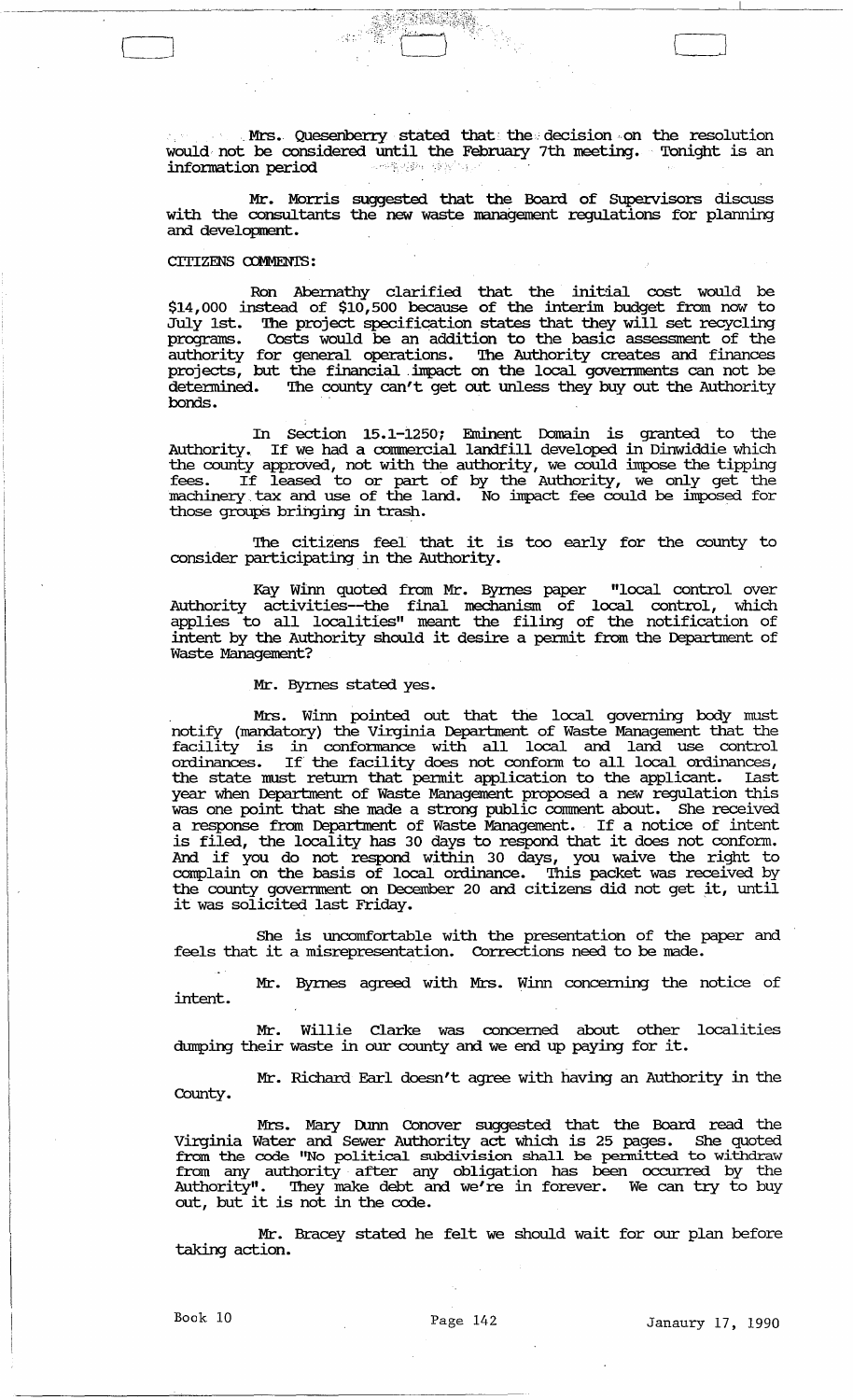Mrs. Quesenberry stated that the decision on the resolution would not be considered until the February 7th meeting. Tonight is an information period

Mr. Morris suggested that the Board of Supervisors discuss with the consultants the new waste management regulations for planning and development.

CITIZENS COMMENTS:

Ron Abernathy clarified that the initial cost would be $14,000 instead of $10,500 because of the interim budget from now to July 1st. The project specification states that they will set recycling programs. Costs would be an addition to the basic assessment of the authority for general operations. The Authority creates and finances projects, but the financial impact on the local governments can not be determined. The county can't get out unless they buy out the Authority bonds.

In Section 15.1-1250; Eminent Domain is granted to the Authority. If we had a commercial landfill developed in Dinwiddie which the county approved, not with the authority, we could impose the tipping fees. If leased to or part of by the Authority, we only get the machinery tax and use of the land. No impact fee could be imposed for those groups bringing in trash.

The citizens feel that it is too early for the county to consider participating in the Authority.

Kay Winn quoted from Mr. Byrnes paper "local control over Authority activities--the final mechanism of local control, which applies to all localities" meant the filing of the notification of intent by the Authority should it desire a permit from the Department of Waste Management?

Mr. Byrnes stated yes.

Mrs. Winn pointed out that the local governing body must notify (mandatory) the Virginia Department of Waste Management that the facility is in conformance with all local and land use control ordinances. If the facility does not conform to all local ordinances, the state must return that permit application to the applicant. Last year when Department of Waste Management proposed a new regulation this was one point that she made a strong public comment about. She received a response from Department of Waste Management. If a notice of intent is filed, the locality has 30 days to respond that it does not conform. And if you do not respond within 30 days, you waive the right to complain on the basis of local ordinance. This packet was received by the county government on December 20 and citizens did not get it, until it was solicited last Friday.

She is uncomfortable with the presentation of the paper and feels that it a misrepresentation. Corrections need to be made.

Mr. Byrnes agreed with Mrs. Winn concerning the notice of intent.

Mr. Willie Clarke was concerned about other localities dumping their waste in our county and we end up paying for it.

Mr. Richard Earl doesn't agree with having an Authority in the County.

Mrs. Mary Dunn Conover suggested that the Board read the Virginia Water and Sewer Authority act which is 25 pages. She quoted from the code "No political subdivision shall be permitted to withdraw from any authority after any obligation has been occurred by the Authority". They make debt and we're in forever. We can try to buy out, but it is not in the code.

Mr. Bracey stated he felt we should wait for our plan before taking action.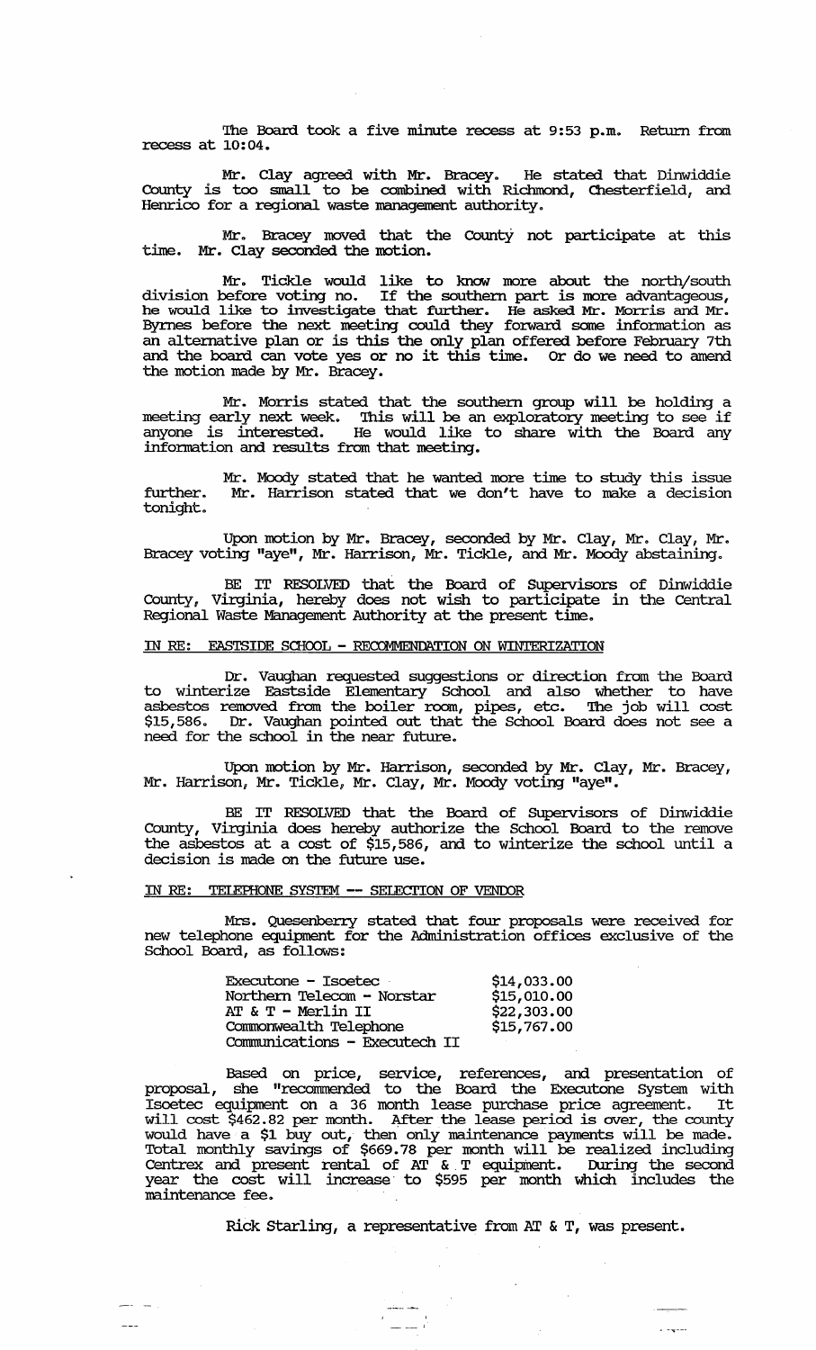The Board took a five minute recess at 9:53 p.m. Return from recess at 10:04.

Mr. Clay agreed with Mr. Bracey. He stated that Dinwiddie County is too small to be combined with Richmond, Chesterfield, and Henrico for a regional waste management authority.

Mr. Bracey moved that the County not participate at this time. Mr. Clay seconded the motion.

Mr. Tickle would like to know more about the north/south division before voting no. If the southern part is more advantageous, he would like to investigate that further. He asked Mr. Morris and Mr. Byrnes before the next meeting could they forward some information as an alternative plan or is this the only plan offered before February 7th and the board can vote yes or no it this time. Or do we need to amend the motion made by Mr. Bracey.

Mr. Morris stated that the southern group will be holding a meeting early next week. This will be an exploratory meeting to see if anyone is interested. He would like to share with the Board any information and results from that meeting.

Mr. Moody stated that he wanted more time to study this issue further. Mr. Harrison stated that we don't have to make a decision tonight.

Upon motion by Mr. Bracey, seconded by Mr. Clay, Mr. Clay, Mr. Bracey voting "aye", Mr. Harrison, Mr. Tickle, and Mr. Moody abstaining.

BE IT RESOLVED that the Board of Supervisors of Dinwiddie County, Virginia, hereby does not wish to participate in the Central Regional Waste Management Authority at the present time.

IN RE: EASTSIDE SCHOOL - RECOMMENDATION ON WINTERIZATION

Dr. Vaughan requested suggestions or direction from the Board to winterize Eastside Elementary School and also whether to have asbestos removed from the boiler room, pipes, etc. The job will cost $15,586. Dr. Vaughan pointed out that the School Board does not see a need for the school in the near future.

Upon motion by Mr. Harrison, seconded by Mr. Clay, Mr. Bracey, Mr. Harrison, Mr. Tickle, Mr. Clay, Mr. Moody voting "aye".

BE IT RESOLVED that the Board of Supervisors of Dinwiddie County, Virginia does hereby authorize the School Board to the remove the asbestos at a cost of $15,586, and to winterize the school until a decision is made on the future use.

IN RE: TELEPHONE SYSTEM -- SELECTION OF VENDOR

Mrs. Quesenberry stated that four proposals were received for new telephone equipment for the Administration offices exclusive of the School Board, as follows:

| | |
|---|---|
| Executone - Isoetec | $14,033.00 |
| Northern Telecom - Norstar | $15,010.00 |
| AT & T - Merlin II | $22,303.00 |
| Commonwealth Telephone Communications - Executech II | $15,767.00 |

Based on price, service, references, and presentation of proposal, she "recommended to the Board the Executone System with Isoetec equipment on a 36 month lease purchase price agreement. It will cost $462.82 per month. After the lease period is over, the county would have a $1 buy out, then only maintenance payments will be made. Total monthly savings of $669.78 per month will be realized including Centrex and present rental of AT & T equipment. During the second year the cost will increase to $595 per month which includes the maintenance fee.

Rick Starling, a representative from AT & T, was present.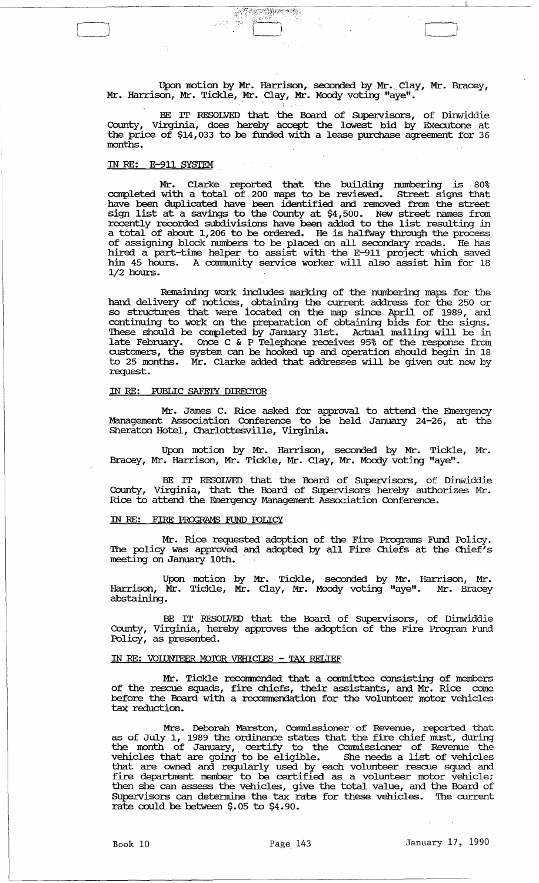Upon motion by Mr. Harrison, seconded by Mr. Clay, Mr. Bracey, Mr. Harrison, Mr. Tickle, Mr. Clay, Mr. Moody voting "aye".

BE IT RESOLVED that the Board of Supervisors, of Dinwiddie County, Virginia, does hereby accept the lowest bid by Executone at the price of $14,033 to be funded with a lease purchase agreement for 36 months.

IN RE: E-911 SYSTEM

Mr. Clarke reported that the building numbering is 80% completed with a total of 200 maps to be reviewed. Street signs that have been duplicated have been identified and removed from the street sign list at a savings to the County at $4,500. New street names from recently recorded subdivisions have been added to the list resulting in a total of about 1,206 to be ordered. He is halfway through the process of assigning block numbers to be placed on all secondary roads. He has hired a part-time helper to assist with the E-911 project which saved him 45 hours. A community service worker will also assist him for 18 1/2 hours.

Remaining work includes marking of the numbering maps for the hand delivery of notices, obtaining the current address for the 250 or so structures that were located on the map since April of 1989, and continuing to work on the preparation of obtaining bids for the signs. These should be completed by January 31st. Actual mailing will be in late February. Once C & P Telephone receives 95% of the response from customers, the system can be hooked up and operation should begin in 18 to 25 months. Mr. Clarke added that addresses will be given out now by request.

IN RE: PUBLIC SAFETY DIRECTOR

Mr. James C. Rice asked for approval to attend the Emergency Management Association Conference to be held January 24-26, at the Sheraton Hotel, Charlottesville, Virginia.

Upon motion by Mr. Harrison, seconded by Mr. Tickle, Mr. Bracey, Mr. Harrison, Mr. Tickle, Mr. Clay, Mr. Moody voting "aye".

BE IT RESOLVED that the Board of Supervisors, of Dinwiddie County, Virginia, that the Board of Supervisors hereby authorizes Mr. Rice to attend the Emergency Management Association Conference.

IN RE: FIRE PROGRAMS FUND POLICY

Mr. Rice requested adoption of the Fire Programs Fund Policy. The policy was approved and adopted by all Fire Chiefs at the Chief's meeting on January 10th.

Upon motion by Mr. Tickle, seconded by Mr. Harrison, Mr. Harrison, Mr. Tickle, Mr. Clay, Mr. Moody voting "aye". Mr. Bracey abstaining.

BE IT RESOLVED that the Board of Supervisors, of Dinwiddie County, Virginia, hereby approves the adoption of the Fire Program Fund Policy, as presented.

IN RE: VOLUNTEER MOTOR VEHICLES - TAX RELIEF

Mr. Tickle recommended that a committee consisting of members of the rescue squads, fire chiefs, their assistants, and Mr. Rice come before the Board with a recommendation for the volunteer motor vehicles tax reduction.

Mrs. Deborah Marston, Commissioner of Revenue, reported that as of July 1, 1989 the ordinance states that the fire chief must, during the month of January, certify to the Commissioner of Revenue the vehicles that are going to be eligible. She needs a list of vehicles that are owned and regularly used by each volunteer rescue squad and fire department member to be certified as a volunteer motor vehicle; then she can assess the vehicles, give the total value, and the Board of Supervisors can determine the tax rate for these vehicles. The current rate could be between $.05 to $4.90.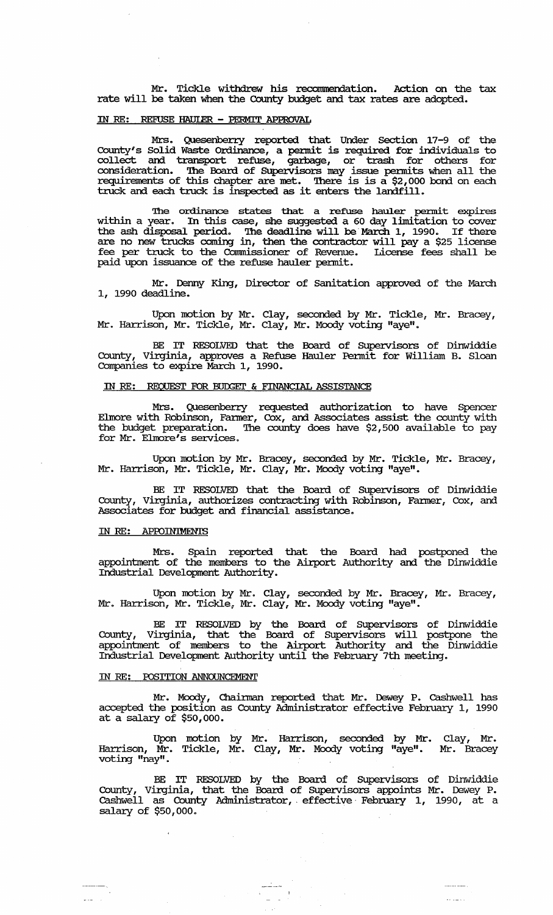Mr. Tickle withdrew his recommendation. Action on the tax rate will be taken when the County budget and tax rates are adopted.

IN RE: REFUSE HAULER - PERMIT APPROVAL

Mrs. Quesenberry reported that Under Section 17-9 of the County's Solid Waste Ordinance, a permit is required for individuals to collect and transport refuse, garbage, or trash for others for consideration. The Board of Supervisors may issue permits when all the requirements of this chapter are met. There is is a $2,000 bond on each truck and each truck is inspected as it enters the landfill.

The ordinance states that a refuse hauler permit expires within a year. In this case, she suggested a 60 day limitation to cover the ash disposal period. The deadline will be March 1, 1990. If there are no new trucks coming in, then the contractor will pay a $25 license fee per truck to the Commissioner of Revenue. License fees shall be paid upon issuance of the refuse hauler permit.

Mr. Denny King, Director of Sanitation approved of the March 1, 1990 deadline.

Upon motion by Mr. Clay, seconded by Mr. Tickle, Mr. Bracey, Mr. Harrison, Mr. Tickle, Mr. Clay, Mr. Moody voting "aye".

BE IT RESOLVED that the Board of Supervisors of Dinwiddie County, Virginia, approves a Refuse Hauler Permit for William B. Sloan Companies to expire March 1, 1990.

IN RE: REQUEST FOR BUDGET & FINANCIAL ASSISTANCE

Mrs. Quesenberry requested authorization to have Spencer Elmore with Robinson, Farmer, Cox, and Associates assist the county with the budget preparation. The county does have $2,500 available to pay for Mr. Elmore's services.

Upon motion by Mr. Bracey, seconded by Mr. Tickle, Mr. Bracey, Mr. Harrison, Mr. Tickle, Mr. Clay, Mr. Moody voting "aye".

BE IT RESOLVED that the Board of Supervisors of Dinwiddie County, Virginia, authorizes contracting with Robinson, Farmer, Cox, and Associates for budget and financial assistance.

IN RE: APPOINTMENTS

Mrs. Spain reported that the Board had postponed the appointment of the members to the Airport Authority and the Dinwiddie Industrial Development Authority.

Upon motion by Mr. Clay, seconded by Mr. Bracey, Mr. Bracey, Mr. Harrison, Mr. Tickle, Mr. Clay, Mr. Moody voting "aye".

BE IT RESOLVED by the Board of Supervisors of Dinwiddie County, Virginia, that the Board of Supervisors will postpone the appointment of members to the Airport Authority and the Dinwiddie Industrial Development Authority until the February 7th meeting.

IN RE: POSITION ANNOUNCEMENT

Mr. Moody, Chairman reported that Mr. Dewey P. Cashwell has accepted the position as County Administrator effective February 1, 1990 at a salary of $50,000.

Upon motion by Mr. Harrison, seconded by Mr. Clay, Mr. Harrison, Mr. Tickle, Mr. Clay, Mr. Moody voting "aye". Mr. Bracey voting "nay".

BE IT RESOLVED by the Board of Supervisors of Dinwiddie County, Virginia, that the Board of Supervisors appoints Mr. Dewey P. Cashwell as County Administrator, effective February 1, 1990, at a salary of $50,000.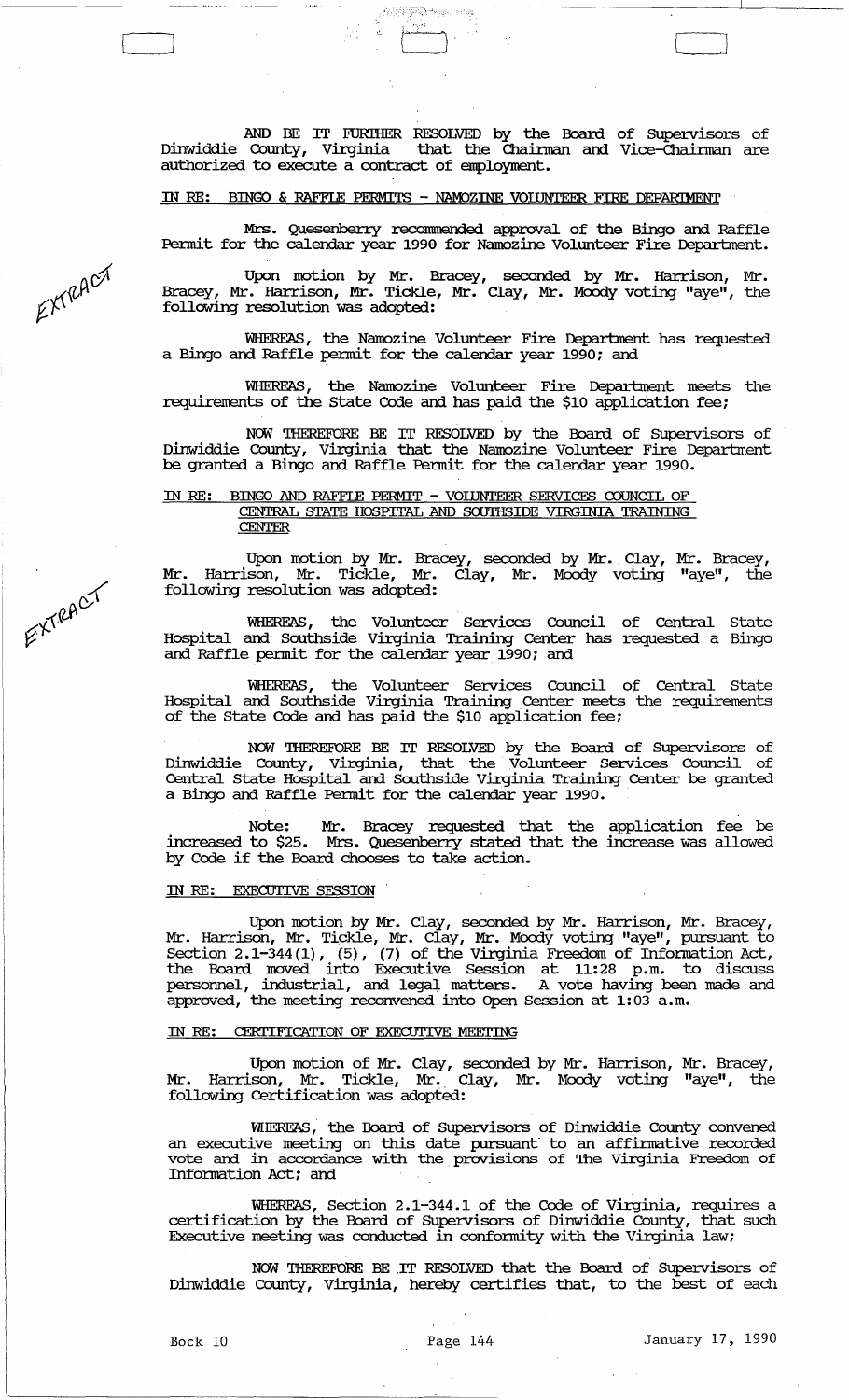AND BE IT FURTHER RESOLVED by the Board of Supervisors of Dinwiddie County, Virginia that the Chairman and Vice-Chairman are authorized to execute a contract of employment.

IN RE: BINGO & RAFFLE PERMITS - NAMOZINE VOLUNTEER FIRE DEPARTMENT

Mrs. Quesenberry recommended approval of the Bingo and Raffle Permit for the calendar year 1990 for Namozine Volunteer Fire Department.

Upon motion by Mr. Bracey, seconded by Mr. Harrison, Mr. Bracey, Mr. Harrison, Mr. Tickle, Mr. Clay, Mr. Moody voting "aye", the following resolution was adopted:

WHEREAS, the Namozine Volunteer Fire Department has requested a Bingo and Raffle permit for the calendar year 1990; and

WHEREAS, the Namozine Volunteer Fire Department meets the requirements of the State Code and has paid the $10 application fee;

NOW THEREFORE BE IT RESOLVED by the Board of Supervisors of Dinwiddie County, Virginia that the Namozine Volunteer Fire Department be granted a Bingo and Raffle Permit for the calendar year 1990.

IN RE: BINGO AND RAFFLE PERMIT - VOLUNTEER SERVICES COUNCIL OF CENTRAL STATE HOSPITAL AND SOUTHSIDE VIRGINIA TRAINING CENTER

Upon motion by Mr. Bracey, seconded by Mr. Clay, Mr. Bracey, Mr. Harrison, Mr. Tickle, Mr. Clay, Mr. Moody voting "aye", the following resolution was adopted:

WHEREAS, the Volunteer Services Council of Central State Hospital and Southside Virginia Training Center has requested a Bingo and Raffle permit for the calendar year 1990; and

WHEREAS, the Volunteer Services Council of Central State Hospital and Southside Virginia Training Center meets the requirements of the State Code and has paid the $10 application fee;

NOW THEREFORE BE IT RESOLVED by the Board of Supervisors of Dinwiddie County, Virginia, that the Volunteer Services Council of Central State Hospital and Southside Virginia Training Center be granted a Bingo and Raffle Permit for the calendar year 1990.

Note: Mr. Bracey requested that the application fee be increased to $25. Mrs. Quesenberry stated that the increase was allowed by Code if the Board chooses to take action.

IN RE: EXECUTIVE SESSION

Upon motion by Mr. Clay, seconded by Mr. Harrison, Mr. Bracey, Mr. Harrison, Mr. Tickle, Mr. Clay, Mr. Moody voting "aye", pursuant to Section 2.1-344(1), (5), (7) of the Virginia Freedom of Information Act, the Board moved into Executive Session at 11:28 p.m. to discuss personnel, industrial, and legal matters. A vote having been made and approved, the meeting reconvened into Open Session at 1:03 a.m.

IN RE: CERTIFICATION OF EXECUTIVE MEETING

Upon motion of Mr. Clay, seconded by Mr. Harrison, Mr. Bracey, Mr. Harrison, Mr. Tickle, Mr. Clay, Mr. Moody voting "aye", the following Certification was adopted:

WHEREAS, the Board of Supervisors of Dinwiddie County convened an executive meeting on this date pursuant to an affirmative recorded vote and in accordance with the provisions of The Virginia Freedom of Information Act; and

WHEREAS, Section 2.1-344.1 of the Code of Virginia, requires a certification by the Board of Supervisors of Dinwiddie County, that such Executive meeting was conducted in conformity with the Virginia law;

NOW THEREFORE BE IT RESOLVED that the Board of Supervisors of Dinwiddie County, Virginia, hereby certifies that, to the best of each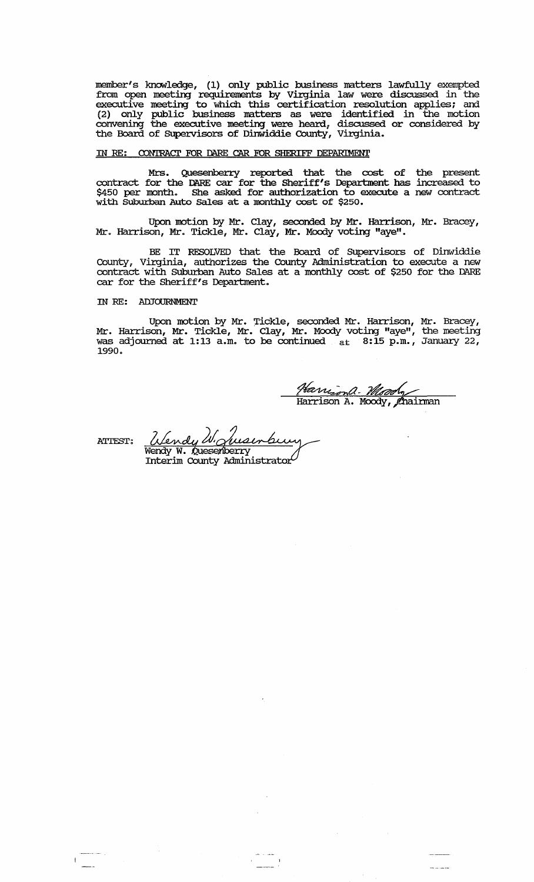member's knowledge, (1) only public business matters lawfully exempted from open meeting requirements by Virginia law were discussed in the executive meeting to which this certification resolution applies; and (2) only public business matters as were identified in the motion convening the executive meeting were heard, discussed or considered by the Board of Supervisors of Dinwiddie County, Virginia.

IN RE: CONTRACT FOR DARE CAR FOR SHERIFF DEPARTMENT

Mrs. Quesenberry reported that the cost of the present contract for the DARE car for the Sheriff's Department has increased to $450 per month. She asked for authorization to execute a new contract with Suburban Auto Sales at a monthly cost of $250.

Upon motion by Mr. Clay, seconded by Mr. Harrison, Mr. Bracey, Mr. Harrison, Mr. Tickle, Mr. Clay, Mr. Moody voting "aye".

BE IT RESOLVED that the Board of Supervisors of Dinwiddie County, Virginia, authorizes the County Administration to execute a new contract with Suburban Auto Sales at a monthly cost of $250 for the DARE car for the Sheriff's Department.

IN RE: ADJOURNMENT

Upon motion by Mr. Tickle, seconded Mr. Harrison, Mr. Bracey, Mr. Harrison, Mr. Tickle, Mr. Clay, Mr. Moody voting "aye", the meeting was adjourned at 1:13 a.m. to be continued at 8:15 p.m., January 22, 1990.

Harrison A. Moody, Chairman

ATTEST: Wendy W. Quesenberry
Interim County Administrator